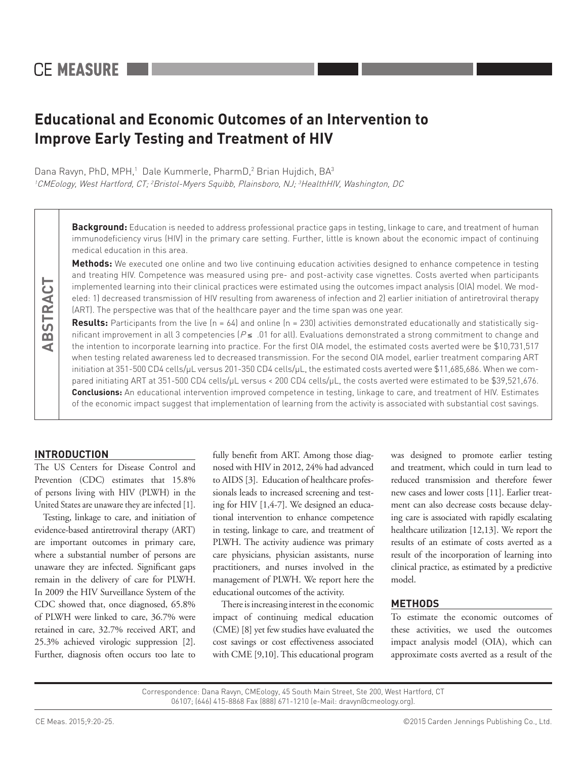# Educational and Economic Outcomes of an Intervention to Improve Early Testing and Treatment of HIV

Dana Ravyn, PhD, MPH,[1] Dale Kummerle, PharmD,[2] Brian Hujdich, BA[3]

[1]CMEology, West Hartford, CT; [2]Bristol-Myers Squibb, Plainsboro, NJ; [3]HealthHIV, Washington, DC

## ABSTRACT

**Background:** Education is needed to address professional practice gaps in testing, linkage to care, and treatment of human immunodeficiency virus (HIV) in the primary care setting. Further, little is known about the economic impact of continuing medical education in this area.

**Methods:** We executed one online and two live continuing education activities designed to enhance competence in testing and treating HIV. Competence was measured using pre- and post-activity case vignettes. Costs averted when participants implemented learning into their clinical practices were estimated using the outcomes impact analysis (OIA) model. We modeled: 1) decreased transmission of HIV resulting from awareness of infection and 2) earlier initiation of antiretroviral therapy (ART). The perspective was that of the healthcare payer and the time span was one year.

**Results:** Participants from the live (n = 64) and online (n = 230) activities demonstrated educationally and statistically significant improvement in all 3 competencies ($P \leq .01$ for all). Evaluations demonstrated a strong commitment to change and the intention to incorporate learning into practice. For the first OIA model, the estimated costs averted were be $10,731,517 when testing related awareness led to decreased transmission. For the second OIA model, earlier treatment comparing ART initiation at 351-500 CD4 cells/μL versus 201-350 CD4 cells/μL, the estimated costs averted were $11,685,686. When we compared initiating ART at 351-500 CD4 cells/μL versus < 200 CD4 cells/μL, the costs averted were estimated to be $39,521,676.

**Conclusions:** An educational intervention improved competence in testing, linkage to care, and treatment of HIV. Estimates of the economic impact suggest that implementation of learning from the activity is associated with substantial cost savings.

## INTRODUCTION

The US Centers for Disease Control and Prevention (CDC) estimates that 15.8% of persons living with HIV (PLWH) in the United States are unaware they are infected [1].

Testing, linkage to care, and initiation of evidence-based antiretroviral therapy (ART) are important outcomes in primary care, where a substantial number of persons are unaware they are infected. Significant gaps remain in the delivery of care for PLWH. In 2009 the HIV Surveillance System of the CDC showed that, once diagnosed, 65.8% of PLWH were linked to care, 36.7% were retained in care, 32.7% received ART, and 25.3% achieved virologic suppression [2]. Further, diagnosis often occurs too late to fully benefit from ART. Among those diagnosed with HIV in 2012, 24% had advanced to AIDS [3]. Education of healthcare professionals leads to increased screening and testing for HIV [1,4-7]. We designed an educational intervention to enhance competence in testing, linkage to care, and treatment of PLWH. The activity audience was primary care physicians, physician assistants, nurse practitioners, and nurses involved in the management of PLWH. We report here the educational outcomes of the activity.

There is increasing interest in the economic impact of continuing medical education (CME) [8] yet few studies have evaluated the cost savings or cost effectiveness associated with CME [9,10]. This educational program was designed to promote earlier testing and treatment, which could in turn lead to reduced transmission and therefore fewer new cases and lower costs [11]. Earlier treatment can also decrease costs because delaying care is associated with rapidly escalating healthcare utilization [12,13]. We report the results of an estimate of costs averted as a result of the incorporation of learning into clinical practice, as estimated by a predictive model.

## METHODS

To estimate the economic outcomes of these activities, we used the outcomes impact analysis model (OIA), which can approximate costs averted as a result of the

Correspondence: Dana Ravyn, CMEology, 45 South Main Street, Ste 200, West Hartford, CT 06107; (646) 415-8868 Fax (888) 671-1210 (e-Mail: dravyn@cmeology.org).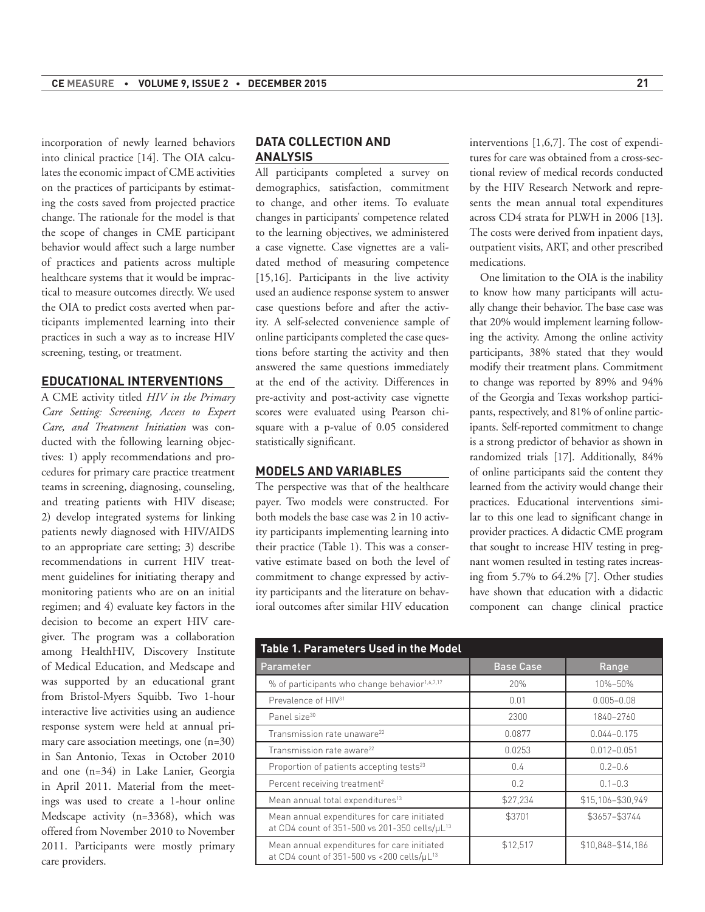incorporation of newly learned behaviors into clinical practice [14]. The OIA calculates the economic impact of CME activities on the practices of participants by estimating the costs saved from projected practice change. The rationale for the model is that the scope of changes in CME participant behavior would affect such a large number of practices and patients across multiple healthcare systems that it would be impractical to measure outcomes directly. We used the OIA to predict costs averted when participants implemented learning into their practices in such a way as to increase HIV screening, testing, or treatment.

## EDUCATIONAL INTERVENTIONS

A CME activity titled *HIV in the Primary Care Setting: Screening, Access to Expert Care, and Treatment Initiation* was conducted with the following learning objectives: 1) apply recommendations and procedures for primary care practice treatment teams in screening, diagnosing, counseling, and treating patients with HIV disease; 2) develop integrated systems for linking patients newly diagnosed with HIV/AIDS to an appropriate care setting; 3) describe recommendations in current HIV treatment guidelines for initiating therapy and monitoring patients who are on an initial regimen; and 4) evaluate key factors in the decision to become an expert HIV caregiver. The program was a collaboration among HealthHIV, Discovery Institute of Medical Education, and Medscape and was supported by an educational grant from Bristol-Myers Squibb. Two 1-hour interactive live activities using an audience response system were held at annual primary care association meetings, one (n=30) in San Antonio, Texas in October 2010 and one (n=34) in Lake Lanier, Georgia in April 2011. Material from the meetings was used to create a 1-hour online Medscape activity (n=3368), which was offered from November 2010 to November 2011. Participants were mostly primary care providers.

## DATA COLLECTION AND ANALYSIS

All participants completed a survey on demographics, satisfaction, commitment to change, and other items. To evaluate changes in participants' competence related to the learning objectives, we administered a case vignette. Case vignettes are a validated method of measuring competence [15,16]. Participants in the live activity used an audience response system to answer case questions before and after the activity. A self-selected convenience sample of online participants completed the case questions before starting the activity and then answered the same questions immediately at the end of the activity. Differences in pre-activity and post-activity case vignette scores were evaluated using Pearson chi-square with a p-value of 0.05 considered statistically significant.

## MODELS AND VARIABLES

The perspective was that of the healthcare payer. Two models were constructed. For both models the base case was 2 in 10 activity participants implementing learning into their practice (Table 1). This was a conservative estimate based on both the level of commitment to change expressed by activity participants and the literature on behavioral outcomes after similar HIV education interventions [1,6,7]. The cost of expenditures for care was obtained from a cross-sectional review of medical records conducted by the HIV Research Network and represents the mean annual total expenditures across CD4 strata for PLWH in 2006 [13]. The costs were derived from inpatient days, outpatient visits, ART, and other prescribed medications.

One limitation to the OIA is the inability to know how many participants will actually change their behavior. The base case was that 20% would implement learning following the activity. Among the online activity participants, 38% stated that they would modify their treatment plans. Commitment to change was reported by 89% and 94% of the Georgia and Texas workshop participants, respectively, and 81% of online participants. Self-reported commitment to change is a strong predictor of behavior as shown in randomized trials [17]. Additionally, 84% of online participants said the content they learned from the activity would change their practices. Educational interventions similar to this one lead to significant change in provider practices. A didactic CME program that sought to increase HIV testing in pregnant women resulted in testing rates increasing from 5.7% to 64.2% [7]. Other studies have shown that education with a didactic component can change clinical practice

**Table 1. Parameters Used in the Model**

| Parameter | Base Case | Range |
|---|---|---|
| % of participants who change behavior[1,6,7,17] | 20% | 10%–50% |
| Prevalence of HIV[31] | 0.01 | 0.005–0.08 |
| Panel size[30] | 2300 | 1840–2760 |
| Transmission rate unaware[22] | 0.0877 | 0.044–0.175 |
| Transmission rate aware[22] | 0.0253 | 0.012–0.051 |
| Proportion of patients accepting tests[23] | 0.4 | 0.2–0.6 |
| Percent receiving treatment[2] | 0.2 | 0.1–0.3 |
| Mean annual total expenditures[13] | $27,234 | $15,106–$30,949 |
| Mean annual expenditures for care initiated at CD4 count of 351-500 vs 201-350 cells/μL[13] | $3701 | $3657–$3744 |
| Mean annual expenditures for care initiated at CD4 count of 351-500 vs <200 cells/μL[13] | $12,517 | $10,848–$14,186 |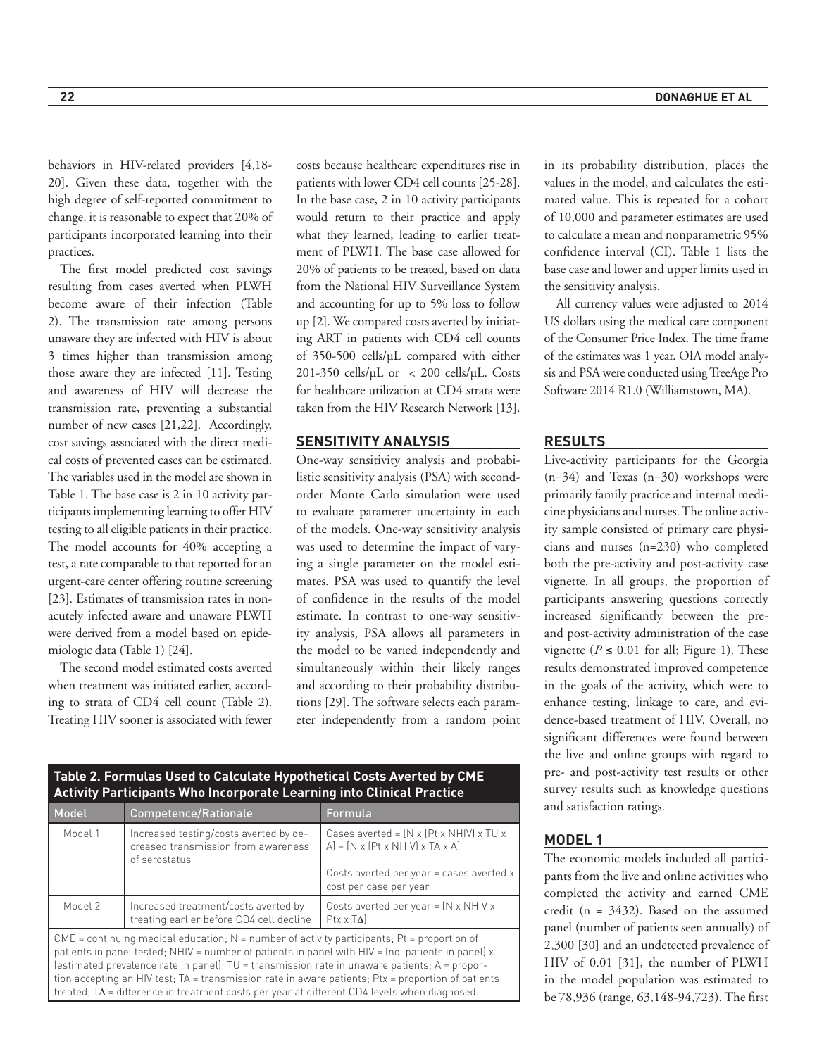behaviors in HIV-related providers [4,18-20]. Given these data, together with the high degree of self-reported commitment to change, it is reasonable to expect that 20% of participants incorporated learning into their practices.

The first model predicted cost savings resulting from cases averted when PLWH become aware of their infection (Table 2). The transmission rate among persons unaware they are infected with HIV is about 3 times higher than transmission among those aware they are infected [11]. Testing and awareness of HIV will decrease the transmission rate, preventing a substantial number of new cases [21,22]. Accordingly, cost savings associated with the direct medical costs of prevented cases can be estimated. The variables used in the model are shown in Table 1. The base case is 2 in 10 activity participants implementing learning to offer HIV testing to all eligible patients in their practice. The model accounts for 40% accepting a test, a rate comparable to that reported for an urgent-care center offering routine screening [23]. Estimates of transmission rates in non-acutely infected aware and unaware PLWH were derived from a model based on epidemiologic data (Table 1) [24].

The second model estimated costs averted when treatment was initiated earlier, according to strata of CD4 cell count (Table 2). Treating HIV sooner is associated with fewer costs because healthcare expenditures rise in patients with lower CD4 cell counts [25-28]. In the base case, 2 in 10 activity participants would return to their practice and apply what they learned, leading to earlier treatment of PLWH. The base case allowed for 20% of patients to be treated, based on data from the National HIV Surveillance System and accounting for up to 5% loss to follow up [2]. We compared costs averted by initiating ART in patients with CD4 cell counts of 350-500 cells/μL compared with either 201-350 cells/μL or < 200 cells/μL. Costs for healthcare utilization at CD4 strata were taken from the HIV Research Network [13].

## SENSITIVITY ANALYSIS

One-way sensitivity analysis and probabilistic sensitivity analysis (PSA) with second-order Monte Carlo simulation were used to evaluate parameter uncertainty in each of the models. One-way sensitivity analysis was used to determine the impact of varying a single parameter on the model estimates. PSA was used to quantify the level of confidence in the results of the model estimate. In contrast to one-way sensitivity analysis, PSA allows all parameters in the model to be varied independently and simultaneously within their likely ranges and according to their probability distributions [29]. The software selects each parameter independently from a random point in its probability distribution, places the values in the model, and calculates the estimated value. This is repeated for a cohort of 10,000 and parameter estimates are used to calculate a mean and nonparametric 95% confidence interval (CI). Table 1 lists the base case and lower and upper limits used in the sensitivity analysis.

All currency values were adjusted to 2014 US dollars using the medical care component of the Consumer Price Index. The time frame of the estimates was 1 year. OIA model analysis and PSA were conducted using TreeAge Pro Software 2014 R1.0 (Williamstown, MA).

**Table 2. Formulas Used to Calculate Hypothetical Costs Averted by CME Activity Participants Who Incorporate Learning into Clinical Practice**

| Model | Competence/Rationale | Formula |
|---|---|---|
| Model 1 | Increased testing/costs averted by decreased transmission from awareness of serostatus | Cases averted = [N x (Pt x NHIV) x TU x A] – [N x (Pt x NHIV) x TA x A]<br><br>Costs averted per year = cases averted x cost per case per year |
| Model 2 | Increased treatment/costs averted by treating earlier before CD4 cell decline | Costs averted per year = (N x NHIV x Ptx x TΔ) |

CME = continuing medical education; N = number of activity participants; Pt = proportion of patients in panel tested; NHIV = number of patients in panel with HIV = (no. patients in panel) x (estimated prevalence rate in panel); TU = transmission rate in unaware patients; A = proportion accepting an HIV test; TA = transmission rate in aware patients; Ptx = proportion of patients treated; TΔ = difference in treatment costs per year at different CD4 levels when diagnosed.

## RESULTS

Live-activity participants for the Georgia (n=34) and Texas (n=30) workshops were primarily family practice and internal medicine physicians and nurses. The online activity sample consisted of primary care physicians and nurses (n=230) who completed both the pre-activity and post-activity case vignette. In all groups, the proportion of participants answering questions correctly increased significantly between the pre- and post-activity administration of the case vignette ($P \leq 0.01$ for all; Figure 1). These results demonstrated improved competence in the goals of the activity, which were to enhance testing, linkage to care, and evidence-based treatment of HIV. Overall, no significant differences were found between the live and online groups with regard to pre- and post-activity test results or other survey results such as knowledge questions and satisfaction ratings.

## MODEL 1

The economic models included all participants from the live and online activities who completed the activity and earned CME credit (n = 3432). Based on the assumed panel (number of patients seen annually) of 2,300 [30] and an undetected prevalence of HIV of 0.01 [31], the number of PLWH in the model population was estimated to be 78,936 (range, 63,148-94,723). The first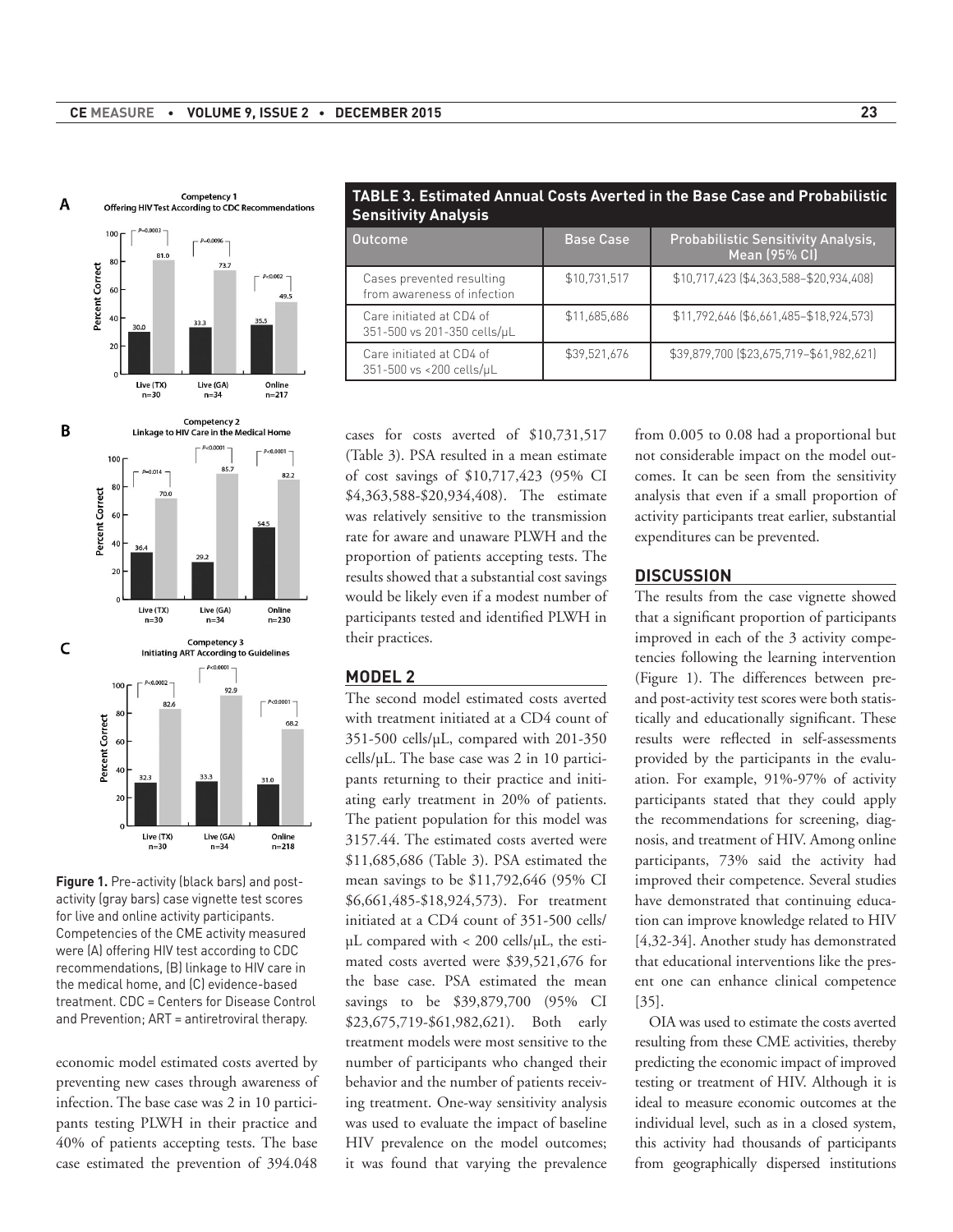**Figure 1.** Pre-activity (black bars) and post-activity (gray bars) case vignette test scores for live and online activity participants. Competencies of the CME activity measured were (A) offering HIV test according to CDC recommendations, (B) linkage to HIV care in the medical home, and (C) evidence-based treatment. CDC = Centers for Disease Control and Prevention; ART = antiretroviral therapy.

economic model estimated costs averted by preventing new cases through awareness of infection. The base case was 2 in 10 participants testing PLWH in their practice and 40% of patients accepting tests. The base case estimated the prevention of 394.048 cases for costs averted of $10,731,517 (Table 3). PSA resulted in a mean estimate of cost savings of $10,717,423 (95% CI $4,363,588-$20,934,408). The estimate was relatively sensitive to the transmission rate for aware and unaware PLWH and the proportion of patients accepting tests. The results showed that a substantial cost savings would be likely even if a modest number of participants tested and identified PLWH in their practices.

**TABLE 3. Estimated Annual Costs Averted in the Base Case and Probabilistic Sensitivity Analysis**

| Outcome | Base Case | Probabilistic Sensitivity Analysis, Mean (95% CI) |
|---|---|---|
| Cases prevented resulting from awareness of infection | $10,731,517 | $10,717,423 ($4,363,588–$20,934,408) |
| Care initiated at CD4 of 351-500 vs 201-350 cells/μL | $11,685,686 | $11,792,646 ($6,661,485–$18,924,573) |
| Care initiated at CD4 of 351-500 vs <200 cells/μL | $39,521,676 | $39,879,700 ($23,675,719–$61,982,621) |

## MODEL 2

The second model estimated costs averted with treatment initiated at a CD4 count of 351-500 cells/μL, compared with 201-350 cells/μL. The base case was 2 in 10 participants returning to their practice and initiating early treatment in 20% of patients. The patient population for this model was 3157.44. The estimated costs averted were $11,685,686 (Table 3). PSA estimated the mean savings to be $11,792,646 (95% CI $6,661,485-$18,924,573). For treatment initiated at a CD4 count of 351-500 cells/μL compared with < 200 cells/μL, the estimated costs averted were $39,521,676 for the base case. PSA estimated the mean savings to be $39,879,700 (95% CI $23,675,719-$61,982,621). Both early treatment models were most sensitive to the number of participants who changed their behavior and the number of patients receiving treatment. One-way sensitivity analysis was used to evaluate the impact of baseline HIV prevalence on the model outcomes; it was found that varying the prevalence from 0.005 to 0.08 had a proportional but not considerable impact on the model outcomes. It can be seen from the sensitivity analysis that even if a small proportion of activity participants treat earlier, substantial expenditures can be prevented.

## DISCUSSION

The results from the case vignette showed that a significant proportion of participants improved in each of the 3 activity competencies following the learning intervention (Figure 1). The differences between pre- and post-activity test scores were both statistically and educationally significant. These results were reflected in self-assessments provided by the participants in the evaluation. For example, 91%-97% of activity participants stated that they could apply the recommendations for screening, diagnosis, and treatment of HIV. Among online participants, 73% said the activity had improved their competence. Several studies have demonstrated that continuing education can improve knowledge related to HIV [4,32-34]. Another study has demonstrated that educational interventions like the present one can enhance clinical competence [35].

OIA was used to estimate the costs averted resulting from these CME activities, thereby predicting the economic impact of improved testing or treatment of HIV. Although it is ideal to measure economic outcomes at the individual level, such as in a closed system, this activity had thousands of participants from geographically dispersed institutions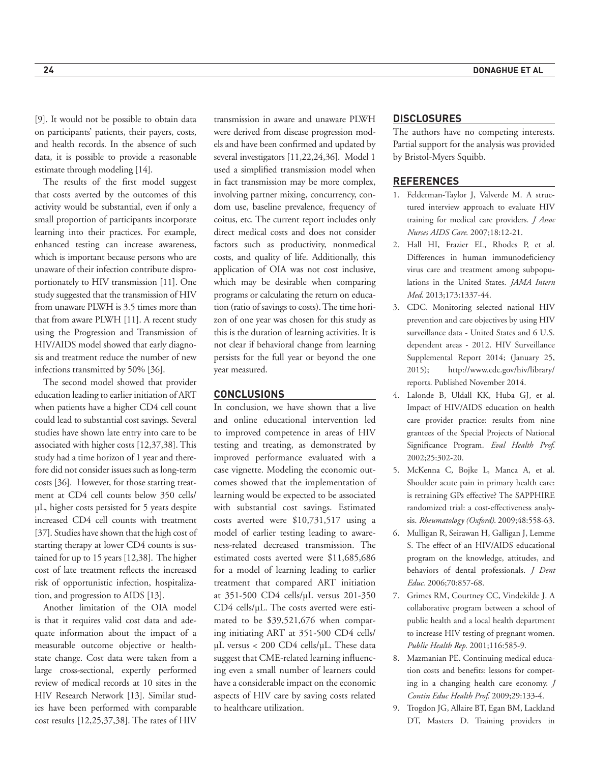[9]. It would not be possible to obtain data on participants' patients, their payers, costs, and health records. In the absence of such data, it is possible to provide a reasonable estimate through modeling [14].

The results of the first model suggest that costs averted by the outcomes of this activity would be substantial, even if only a small proportion of participants incorporate learning into their practices. For example, enhanced testing can increase awareness, which is important because persons who are unaware of their infection contribute disproportionately to HIV transmission [11]. One study suggested that the transmission of HIV from unaware PLWH is 3.5 times more than that from aware PLWH [11]. A recent study using the Progression and Transmission of HIV/AIDS model showed that early diagnosis and treatment reduce the number of new infections transmitted by 50% [36].

The second model showed that provider education leading to earlier initiation of ART when patients have a higher CD4 cell count could lead to substantial cost savings. Several studies have shown late entry into care to be associated with higher costs [12,37,38]. This study had a time horizon of 1 year and therefore did not consider issues such as long-term costs [36]. However, for those starting treatment at CD4 cell counts below 350 cells/µL, higher costs persisted for 5 years despite increased CD4 cell counts with treatment [37]. Studies have shown that the high cost of starting therapy at lower CD4 counts is sustained for up to 15 years [12,38]. The higher cost of late treatment reflects the increased risk of opportunistic infection, hospitalization, and progression to AIDS [13].

Another limitation of the OIA model is that it requires valid cost data and adequate information about the impact of a measurable outcome objective or health-state change. Cost data were taken from a large cross-sectional, expertly performed review of medical records at 10 sites in the HIV Research Network [13]. Similar studies have been performed with comparable cost results [12,25,37,38]. The rates of HIV transmission in aware and unaware PLWH were derived from disease progression models and have been confirmed and updated by several investigators [11,22,24,36]. Model 1 used a simplified transmission model when in fact transmission may be more complex, involving partner mixing, concurrency, condom use, baseline prevalence, frequency of coitus, etc. The current report includes only direct medical costs and does not consider factors such as productivity, nonmedical costs, and quality of life. Additionally, this application of OIA was not cost inclusive, which may be desirable when comparing programs or calculating the return on education (ratio of savings to costs). The time horizon of one year was chosen for this study as this is the duration of learning activities. It is not clear if behavioral change from learning persists for the full year or beyond the one year measured.

## CONCLUSIONS

In conclusion, we have shown that a live and online educational intervention led to improved competence in areas of HIV testing and treating, as demonstrated by improved performance evaluated with a case vignette. Modeling the economic outcomes showed that the implementation of learning would be expected to be associated with substantial cost savings. Estimated costs averted were $10,731,517 using a model of earlier testing leading to awareness-related decreased transmission. The estimated costs averted were $11,685,686 for a model of learning leading to earlier treatment that compared ART initiation at 351-500 CD4 cells/µL versus 201-350 CD4 cells/µL. The costs averted were estimated to be $39,521,676 when comparing initiating ART at 351-500 CD4 cells/µL versus < 200 CD4 cells/µL. These data suggest that CME-related learning influencing even a small number of learners could have a considerable impact on the economic aspects of HIV care by saving costs related to healthcare utilization.

## DISCLOSURES

The authors have no competing interests. Partial support for the analysis was provided by Bristol-Myers Squibb.

## REFERENCES

1. Felderman-Taylor J, Valverde M. A structured interview approach to evaluate HIV training for medical care providers. *J Assoc Nurses AIDS Care.* 2007;18:12-21.
2. Hall HI, Frazier EL, Rhodes P, et al. Differences in human immunodeficiency virus care and treatment among subpopulations in the United States. *JAMA Intern Med.* 2013;173:1337-44.
3. CDC. Monitoring selected national HIV prevention and care objectives by using HIV surveillance data - United States and 6 U.S. dependent areas - 2012. HIV Surveillance Supplemental Report 2014; (January 25, 2015); http://www.cdc.gov/hiv/library/reports. Published November 2014.
4. Lalonde B, Uldall KK, Huba GJ, et al. Impact of HIV/AIDS education on health care provider practice: results from nine grantees of the Special Projects of National Significance Program. *Eval Health Prof.* 2002;25:302-20.
5. McKenna C, Bojke L, Manca A, et al. Shoulder acute pain in primary health care: is retraining GPs effective? The SAPPHIRE randomized trial: a cost-effectiveness analysis. *Rheumatology (Oxford).* 2009;48:558-63.
6. Mulligan R, Seirawan H, Galligan J, Lemme S. The effect of an HIV/AIDS educational program on the knowledge, attitudes, and behaviors of dental professionals. *J Dent Educ.* 2006;70:857-68.
7. Grimes RM, Courtney CC, Vindekilde J. A collaborative program between a school of public health and a local health department to increase HIV testing of pregnant women. *Public Health Rep.* 2001;116:585-9.
8. Mazmanian PE. Continuing medical education costs and benefits: lessons for competing in a changing health care economy. *J Contin Educ Health Prof.* 2009;29:133-4.
9. Trogdon JG, Allaire BT, Egan BM, Lackland DT, Masters D. Training providers in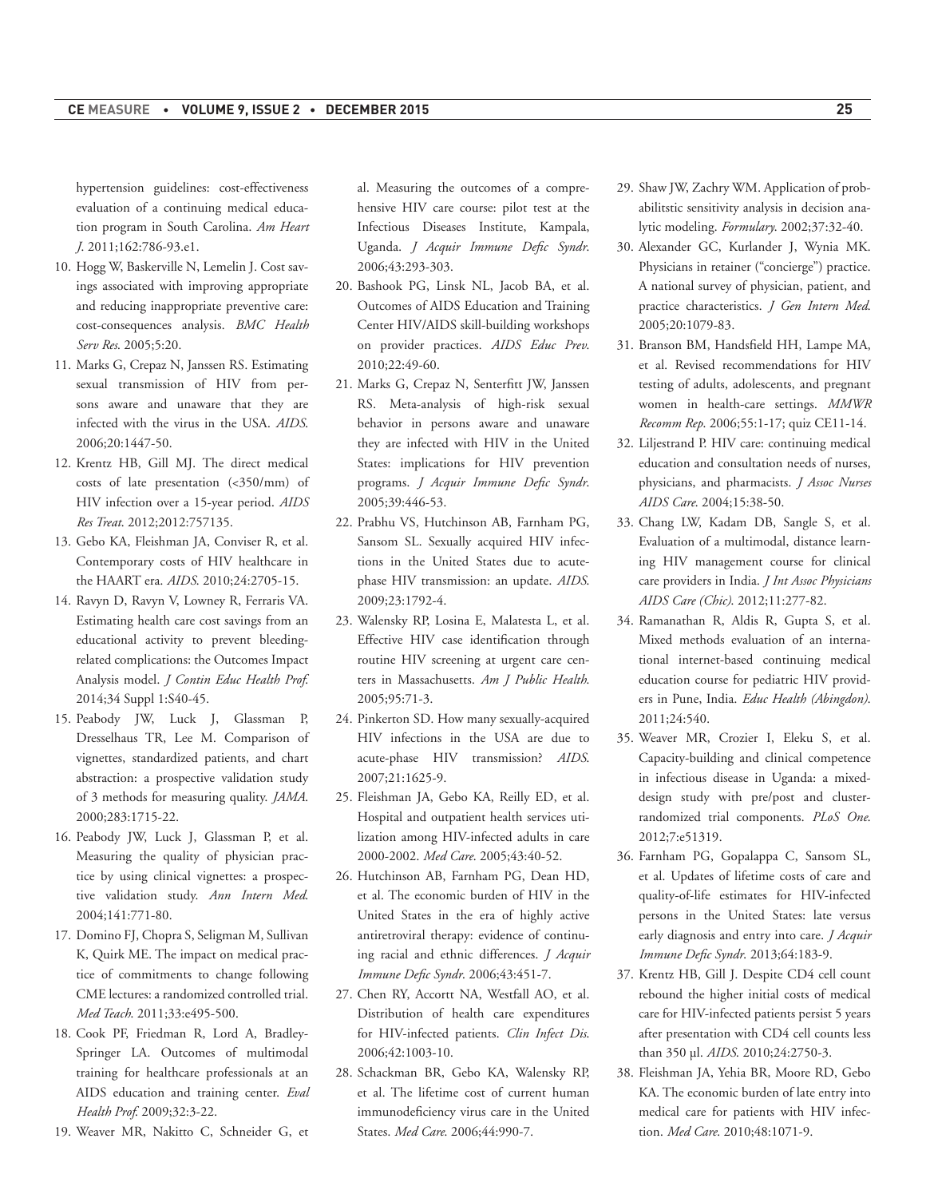hypertension guidelines: cost-effectiveness evaluation of a continuing medical education program in South Carolina. *Am Heart J*. 2011;162:786-93.e1.

10. Hogg W, Baskerville N, Lemelin J. Cost savings associated with improving appropriate and reducing inappropriate preventive care: cost-consequences analysis. *BMC Health Serv Res*. 2005;5:20.
11. Marks G, Crepaz N, Janssen RS. Estimating sexual transmission of HIV from persons aware and unaware that they are infected with the virus in the USA. *AIDS*. 2006;20:1447-50.
12. Krentz HB, Gill MJ. The direct medical costs of late presentation (<350/mm) of HIV infection over a 15-year period. *AIDS Res Treat*. 2012;2012:757135.
13. Gebo KA, Fleishman JA, Conviser R, et al. Contemporary costs of HIV healthcare in the HAART era. *AIDS*. 2010;24:2705-15.
14. Ravyn D, Ravyn V, Lowney R, Ferraris VA. Estimating health care cost savings from an educational activity to prevent bleeding-related complications: the Outcomes Impact Analysis model. *J Contin Educ Health Prof.* 2014;34 Suppl 1:S40-45.
15. Peabody JW, Luck J, Glassman P, Dresselhaus TR, Lee M. Comparison of vignettes, standardized patients, and chart abstraction: a prospective validation study of 3 methods for measuring quality. *JAMA*. 2000;283:1715-22.
16. Peabody JW, Luck J, Glassman P, et al. Measuring the quality of physician practice by using clinical vignettes: a prospective validation study. *Ann Intern Med*. 2004;141:771-80.
17. Domino FJ, Chopra S, Seligman M, Sullivan K, Quirk ME. The impact on medical practice of commitments to change following CME lectures: a randomized controlled trial. *Med Teach*. 2011;33:e495-500.
18. Cook PF, Friedman R, Lord A, Bradley-Springer LA. Outcomes of multimodal training for healthcare professionals at an AIDS education and training center. *Eval Health Prof.* 2009;32:3-22.
19. Weaver MR, Nakitto C, Schneider G, et al. Measuring the outcomes of a comprehensive HIV care course: pilot test at the Infectious Diseases Institute, Kampala, Uganda. *J Acquir Immune Defic Syndr*. 2006;43:293-303.
20. Bashook PG, Linsk NL, Jacob BA, et al. Outcomes of AIDS Education and Training Center HIV/AIDS skill-building workshops on provider practices. *AIDS Educ Prev*. 2010;22:49-60.
21. Marks G, Crepaz N, Senterfitt JW, Janssen RS. Meta-analysis of high-risk sexual behavior in persons aware and unaware they are infected with HIV in the United States: implications for HIV prevention programs. *J Acquir Immune Defic Syndr*. 2005;39:446-53.
22. Prabhu VS, Hutchinson AB, Farnham PG, Sansom SL. Sexually acquired HIV infections in the United States due to acute-phase HIV transmission: an update. *AIDS*. 2009;23:1792-4.
23. Walensky RP, Losina E, Malatesta L, et al. Effective HIV case identification through routine HIV screening at urgent care centers in Massachusetts. *Am J Public Health*. 2005;95:71-3.
24. Pinkerton SD. How many sexually-acquired HIV infections in the USA are due to acute-phase HIV transmission? *AIDS*. 2007;21:1625-9.
25. Fleishman JA, Gebo KA, Reilly ED, et al. Hospital and outpatient health services utilization among HIV-infected adults in care 2000-2002. *Med Care*. 2005;43:40-52.
26. Hutchinson AB, Farnham PG, Dean HD, et al. The economic burden of HIV in the United States in the era of highly active antiretroviral therapy: evidence of continuing racial and ethnic differences. *J Acquir Immune Defic Syndr*. 2006;43:451-7.
27. Chen RY, Accortt NA, Westfall AO, et al. Distribution of health care expenditures for HIV-infected patients. *Clin Infect Dis*. 2006;42:1003-10.
28. Schackman BR, Gebo KA, Walensky RP, et al. The lifetime cost of current human immunodeficiency virus care in the United States. *Med Care*. 2006;44:990-7.
29. Shaw JW, Zachry WM. Application of probabilitstic sensitivity analysis in decision analytic modeling. *Formulary*. 2002;37:32-40.
30. Alexander GC, Kurlander J, Wynia MK. Physicians in retainer ("concierge") practice. A national survey of physician, patient, and practice characteristics. *J Gen Intern Med*. 2005;20:1079-83.
31. Branson BM, Handsfield HH, Lampe MA, et al. Revised recommendations for HIV testing of adults, adolescents, and pregnant women in health-care settings. *MMWR Recomm Rep*. 2006;55:1-17; quiz CE11-14.
32. Liljestrand P. HIV care: continuing medical education and consultation needs of nurses, physicians, and pharmacists. *J Assoc Nurses AIDS Care*. 2004;15:38-50.
33. Chang LW, Kadam DB, Sangle S, et al. Evaluation of a multimodal, distance learning HIV management course for clinical care providers in India. *J Int Assoc Physicians AIDS Care (Chic)*. 2012;11:277-82.
34. Ramanathan R, Aldis R, Gupta S, et al. Mixed methods evaluation of an international internet-based continuing medical education course for pediatric HIV providers in Pune, India. *Educ Health (Abingdon)*. 2011;24:540.
35. Weaver MR, Crozier I, Eleku S, et al. Capacity-building and clinical competence in infectious disease in Uganda: a mixed-design study with pre/post and cluster-randomized trial components. *PLoS One*. 2012;7:e51319.
36. Farnham PG, Gopalappa C, Sansom SL, et al. Updates of lifetime costs of care and quality-of-life estimates for HIV-infected persons in the United States: late versus early diagnosis and entry into care. *J Acquir Immune Defic Syndr*. 2013;64:183-9.
37. Krentz HB, Gill J. Despite CD4 cell count rebound the higher initial costs of medical care for HIV-infected patients persist 5 years after presentation with CD4 cell counts less than 350 µl. *AIDS*. 2010;24:2750-3.
38. Fleishman JA, Yehia BR, Moore RD, Gebo KA. The economic burden of late entry into medical care for patients with HIV infection. *Med Care*. 2010;48:1071-9.